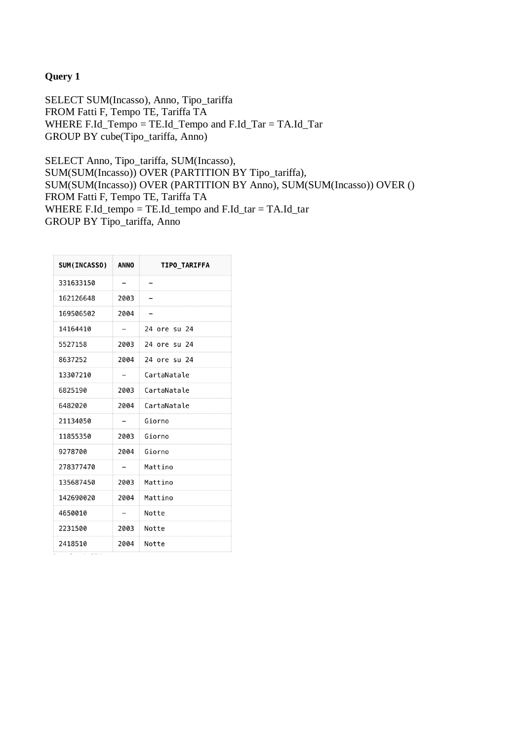**Query 1**

SELECT SUM(Incasso), Anno, Tipo_tariffa
FROM Fatti F, Tempo TE, Tariffa TA
WHERE F.Id_Tempo = TE.Id_Tempo and F.Id_Tar = TA.Id_Tar
GROUP BY cube(Tipo_tariffa, Anno)

SELECT Anno, Tipo_tariffa, SUM(Incasso),
SUM(SUM(Incasso)) OVER (PARTITION BY Tipo_tariffa),
SUM(SUM(Incasso)) OVER (PARTITION BY Anno), SUM(SUM(Incasso)) OVER ()
FROM Fatti F, Tempo TE, Tariffa TA
WHERE F.Id_tempo = TE.Id_tempo and F.Id_tar = TA.Id_tar
GROUP BY Tipo_tariffa, Anno

| SUM(INCASSO) | ANNO | TIPO_TARIFFA |
| --- | --- | --- |
| 331633150 | - | - |
| 162126648 | 2003 | - |
| 169506502 | 2004 | - |
| 14164410 | - | 24 ore su 24 |
| 5527158 | 2003 | 24 ore su 24 |
| 8637252 | 2004 | 24 ore su 24 |
| 13307210 | - | CartaNatale |
| 6825190 | 2003 | CartaNatale |
| 6482020 | 2004 | CartaNatale |
| 21134050 | - | Giorno |
| 11855350 | 2003 | Giorno |
| 9278700 | 2004 | Giorno |
| 278377470 | - | Mattino |
| 135687450 | 2003 | Mattino |
| 142690020 | 2004 | Mattino |
| 4650010 | - | Notte |
| 2231500 | 2003 | Notte |
| 2418510 | 2004 | Notte |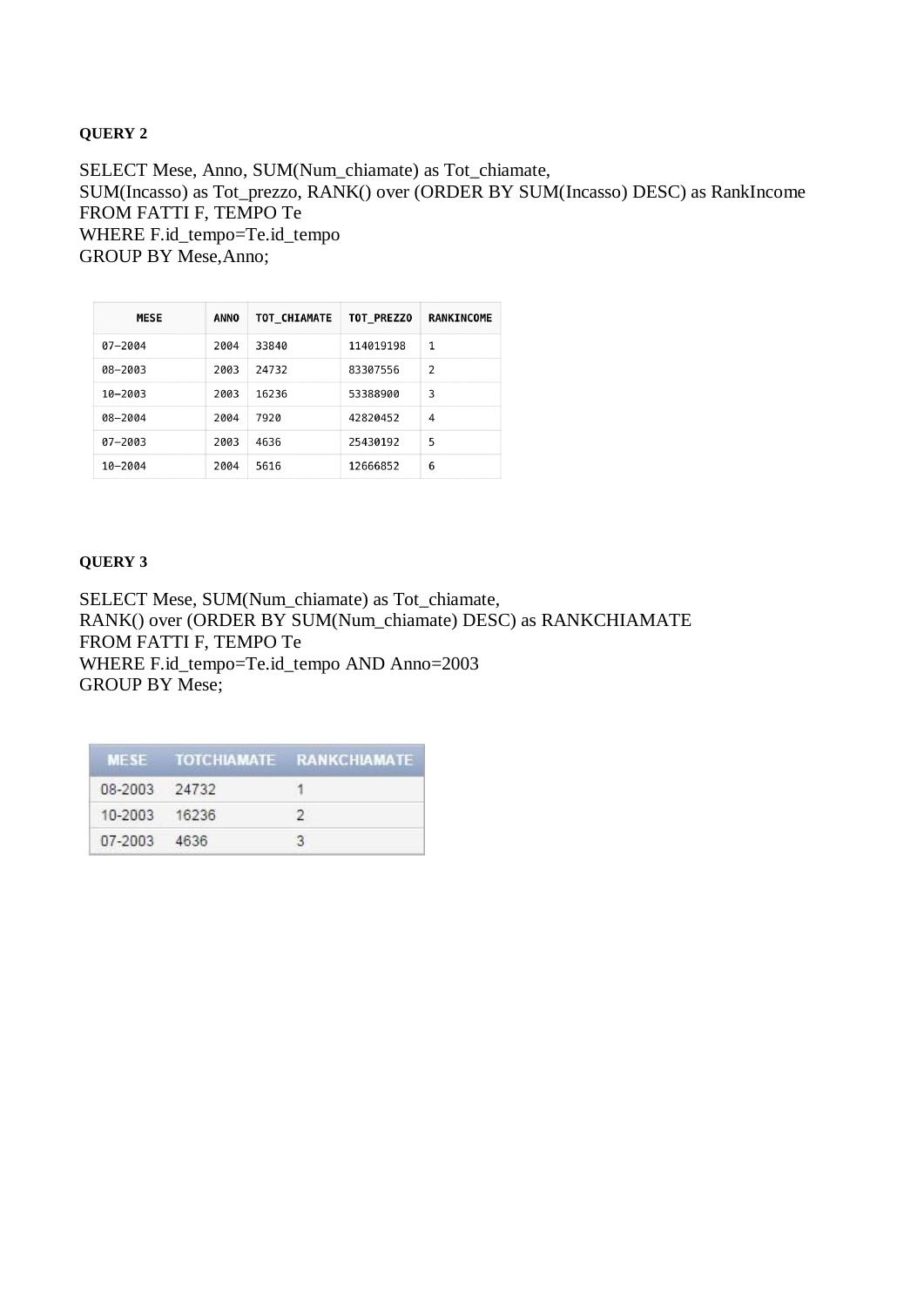**QUERY 2**

```
SELECT Mese, Anno, SUM(Num_chiamate) as Tot_chiamate,
SUM(Incasso) as Tot_prezzo, RANK() over (ORDER BY SUM(Incasso) DESC) as RankIncome
FROM FATTI F, TEMPO Te
WHERE F.id_tempo=Te.id_tempo
GROUP BY Mese,Anno;
```

| MESE | ANNO | TOT_CHIAMATE | TOT_PREZZO | RANKINCOME |
|---|---|---|---|---|
| 07-2004 | 2004 | 33840 | 114019198 | 1 |
| 08-2003 | 2003 | 24732 | 83307556 | 2 |
| 10-2003 | 2003 | 16236 | 53388900 | 3 |
| 08-2004 | 2004 | 7920 | 42820452 | 4 |
| 07-2003 | 2003 | 4636 | 25430192 | 5 |
| 10-2004 | 2004 | 5616 | 12666852 | 6 |

**QUERY 3**

```
SELECT Mese, SUM(Num_chiamate) as Tot_chiamate,
RANK() over (ORDER BY SUM(Num_chiamate) DESC) as RANKCHIAMATE
FROM FATTI F, TEMPO Te
WHERE F.id_tempo=Te.id_tempo AND Anno=2003
GROUP BY Mese;
```

| MESE | TOTCHIAMATE | RANKCHIAMATE |
|---|---|---|
| 08-2003 | 24732 | 1 |
| 10-2003 | 16236 | 2 |
| 07-2003 | 4636 | 3 |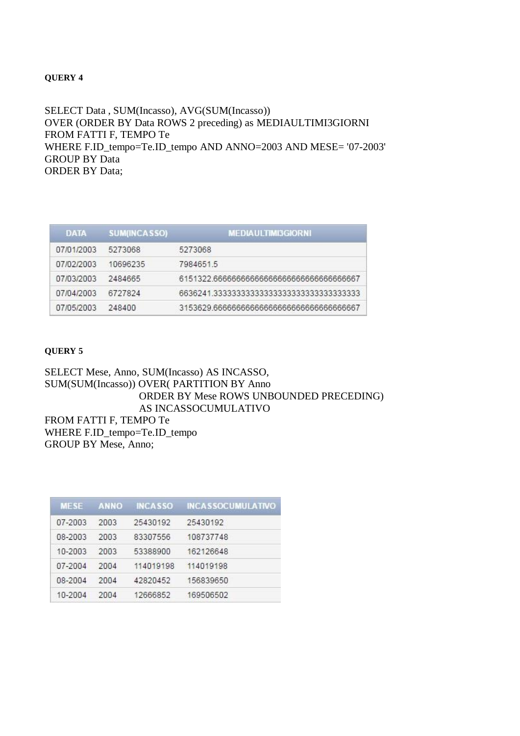**QUERY 4**

```
SELECT Data , SUM(Incasso), AVG(SUM(Incasso))
OVER (ORDER BY Data ROWS 2 preceding) as MEDIAULTIMI3GIORNI
FROM FATTI F, TEMPO Te
WHERE F.ID_tempo=Te.ID_tempo AND ANNO=2003 AND MESE= '07-2003'
GROUP BY Data
ORDER BY Data;
```

| DATA | SUM(INCASSO) | MEDIAULTIMI3GIORNI |
|---|---|---|
| 07/01/2003 | 5273068 | 5273068 |
| 07/02/2003 | 10696235 | 7984651.5 |
| 07/03/2003 | 2484665 | 6151322.6666666666666666666666666666667 |
| 07/04/2003 | 6727824 | 6636241.3333333333333333333333333333333 |
| 07/05/2003 | 248400 | 3153629.6666666666666666666666666666667 |

**QUERY 5**

```
SELECT Mese, Anno, SUM(Incasso) AS INCASSO,
SUM(SUM(Incasso)) OVER( PARTITION BY Anno
                        ORDER BY Mese ROWS UNBOUNDED PRECEDING)
                        AS INCASSOCUMULATIVO
FROM FATTI F, TEMPO Te
WHERE F.ID_tempo=Te.ID_tempo
GROUP BY Mese, Anno;
```

| MESE | ANNO | INCASSO | INCASSOCUMULATIVO |
|---|---|---|---|
| 07-2003 | 2003 | 25430192 | 25430192 |
| 08-2003 | 2003 | 83307556 | 108737748 |
| 10-2003 | 2003 | 53388900 | 162126648 |
| 07-2004 | 2004 | 114019198 | 114019198 |
| 08-2004 | 2004 | 42820452 | 156839650 |
| 10-2004 | 2004 | 12666852 | 169506502 |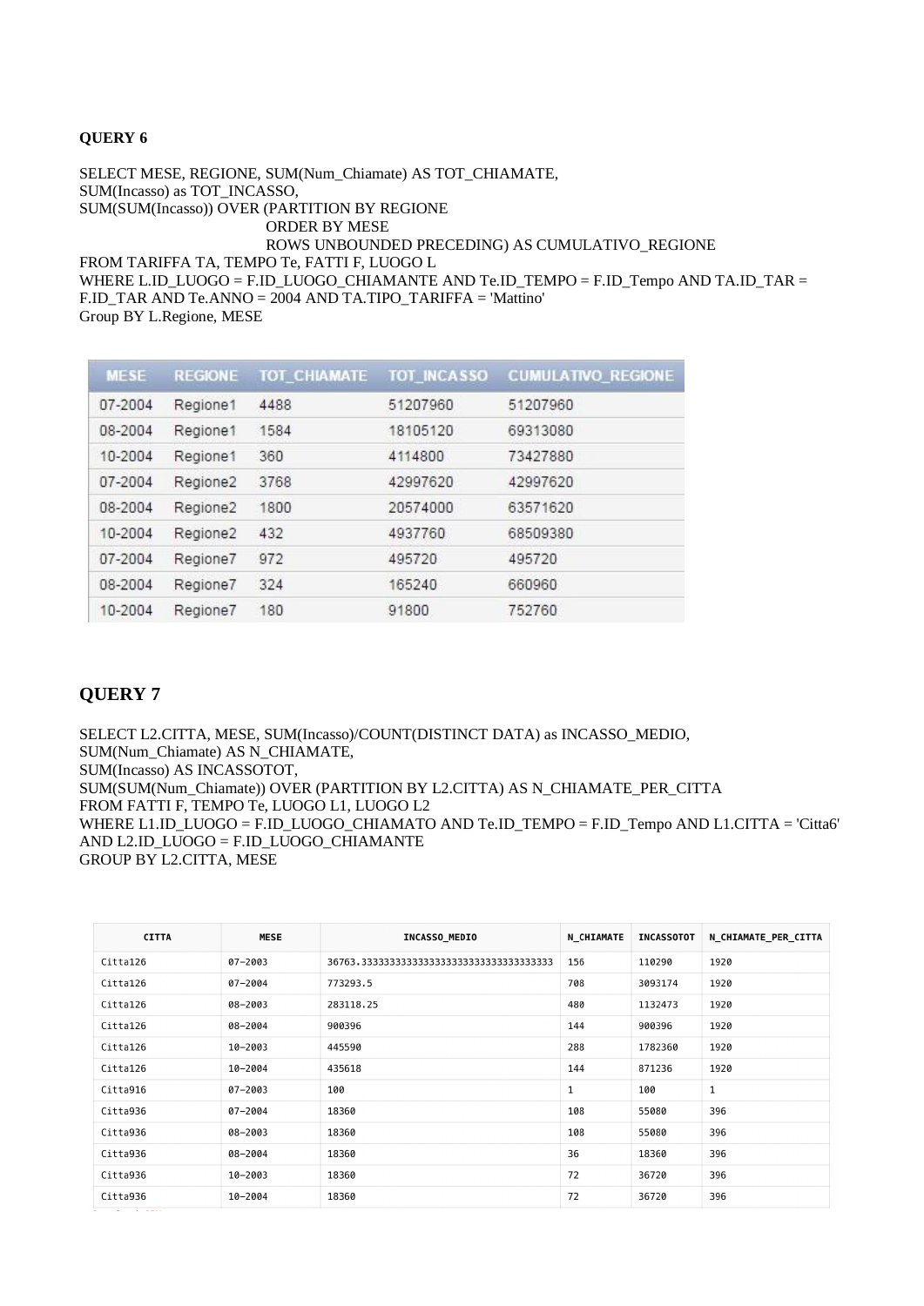**QUERY 6**

```
SELECT MESE, REGIONE, SUM(Num_Chiamate) AS TOT_CHIAMATE,
SUM(Incasso) as TOT_INCASSO,
SUM(SUM(Incasso)) OVER (PARTITION BY REGIONE
                        ORDER BY MESE
                        ROWS UNBOUNDED PRECEDING) AS CUMULATIVO_REGIONE
FROM TARIFFA TA, TEMPO Te, FATTI F, LUOGO L
WHERE L.ID_LUOGO = F.ID_LUOGO_CHIAMANTE AND Te.ID_TEMPO = F.ID_Tempo AND TA.ID_TAR =
F.ID_TAR AND Te.ANNO = 2004 AND TA.TIPO_TARIFFA = 'Mattino'
Group BY L.Regione, MESE
```

| MESE | REGIONE | TOT_CHIAMATE | TOT_INCASSO | CUMULATIVO_REGIONE |
|---|---|---|---|---|
| 07-2004 | Regione1 | 4488 | 51207960 | 51207960 |
| 08-2004 | Regione1 | 1584 | 18105120 | 69313080 |
| 10-2004 | Regione1 | 360 | 4114800 | 73427880 |
| 07-2004 | Regione2 | 3768 | 42997620 | 42997620 |
| 08-2004 | Regione2 | 1800 | 20574000 | 63571620 |
| 10-2004 | Regione2 | 432 | 4937760 | 68509380 |
| 07-2004 | Regione7 | 972 | 495720 | 495720 |
| 08-2004 | Regione7 | 324 | 165240 | 660960 |
| 10-2004 | Regione7 | 180 | 91800 | 752760 |

## QUERY 7

```
SELECT L2.CITTA, MESE, SUM(Incasso)/COUNT(DISTINCT DATA) as INCASSO_MEDIO,
SUM(Num_Chiamate) AS N_CHIAMATE,
SUM(Incasso) AS INCASSOTOT,
SUM(SUM(Num_Chiamate)) OVER (PARTITION BY L2.CITTA) AS N_CHIAMATE_PER_CITTA
FROM FATTI F, TEMPO Te, LUOGO L1, LUOGO L2
WHERE L1.ID_LUOGO = F.ID_LUOGO_CHIAMATO AND Te.ID_TEMPO = F.ID_Tempo AND L1.CITTA = 'Citta6'
AND L2.ID_LUOGO = F.ID_LUOGO_CHIAMANTE
GROUP BY L2.CITTA, MESE
```

| CITTA | MESE | INCASSO_MEDIO | N_CHIAMATE | INCASSOTOT | N_CHIAMATE_PER_CITTA |
|---|---|---|---|---|---|
| Citta126 | 07-2003 | 36763.3333333333333333333333333333333 | 156 | 110290 | 1920 |
| Citta126 | 07-2004 | 773293.5 | 708 | 3093174 | 1920 |
| Citta126 | 08-2003 | 283118.25 | 480 | 1132473 | 1920 |
| Citta126 | 08-2004 | 900396 | 144 | 900396 | 1920 |
| Citta126 | 10-2003 | 445590 | 288 | 1782360 | 1920 |
| Citta126 | 10-2004 | 435618 | 144 | 871236 | 1920 |
| Citta916 | 07-2003 | 100 | 1 | 100 | 1 |
| Citta936 | 07-2004 | 18360 | 108 | 55080 | 396 |
| Citta936 | 08-2003 | 18360 | 108 | 55080 | 396 |
| Citta936 | 08-2004 | 18360 | 36 | 18360 | 396 |
| Citta936 | 10-2003 | 18360 | 72 | 36720 | 396 |
| Citta936 | 10-2004 | 18360 | 72 | 36720 | 396 |